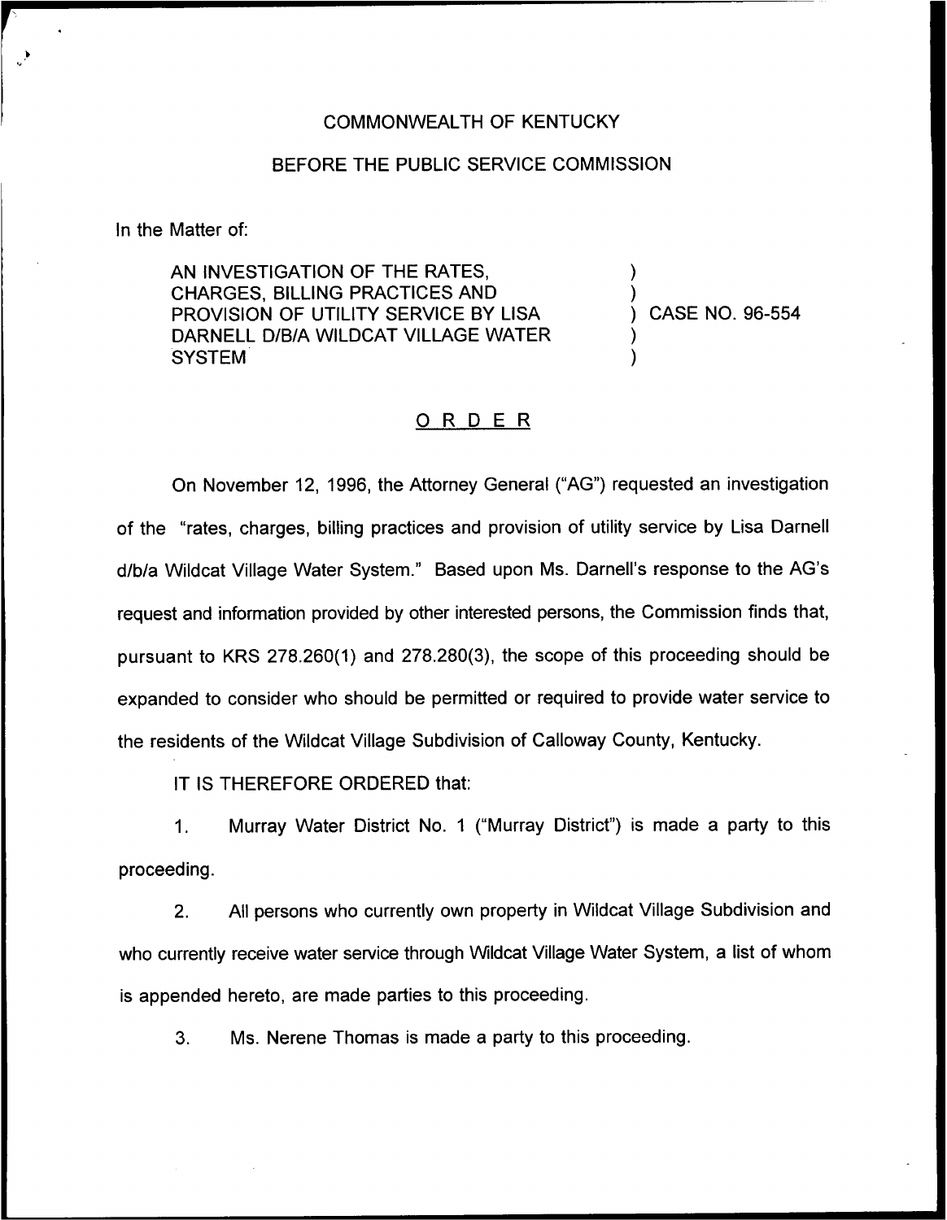COMMONWEALTH OF KENTUCKY

BEFORE THE PUBLIC SERVICE COMMISSION

In the Matter of:

| | |
|---|---|
| AN INVESTIGATION OF THE RATES, CHARGES, BILLING PRACTICES AND PROVISION OF UTILITY SERVICE BY LISA DARNELL D/B/A WILDCAT VILLAGE WATER SYSTEM | ) CASE NO. 96-554 |

## ORDER

On November 12, 1996, the Attorney General ("AG") requested an investigation of the "rates, charges, billing practices and provision of utility service by Lisa Darnell d/b/a Wildcat Village Water System." Based upon Ms. Darnell's response to the AG's request and information provided by other interested persons, the Commission finds that, pursuant to KRS 278.260(1) and 278.280(3), the scope of this proceeding should be expanded to consider who should be permitted or required to provide water service to the residents of the Wildcat Village Subdivision of Calloway County, Kentucky.

IT IS THEREFORE ORDERED that:

1. Murray Water District No. 1 ("Murray District") is made a party to this proceeding.

2. All persons who currently own property in Wildcat Village Subdivision and who currently receive water service through Wildcat Village Water System, a list of whom is appended hereto, are made parties to this proceeding.

3. Ms. Nerene Thomas is made a party to this proceeding.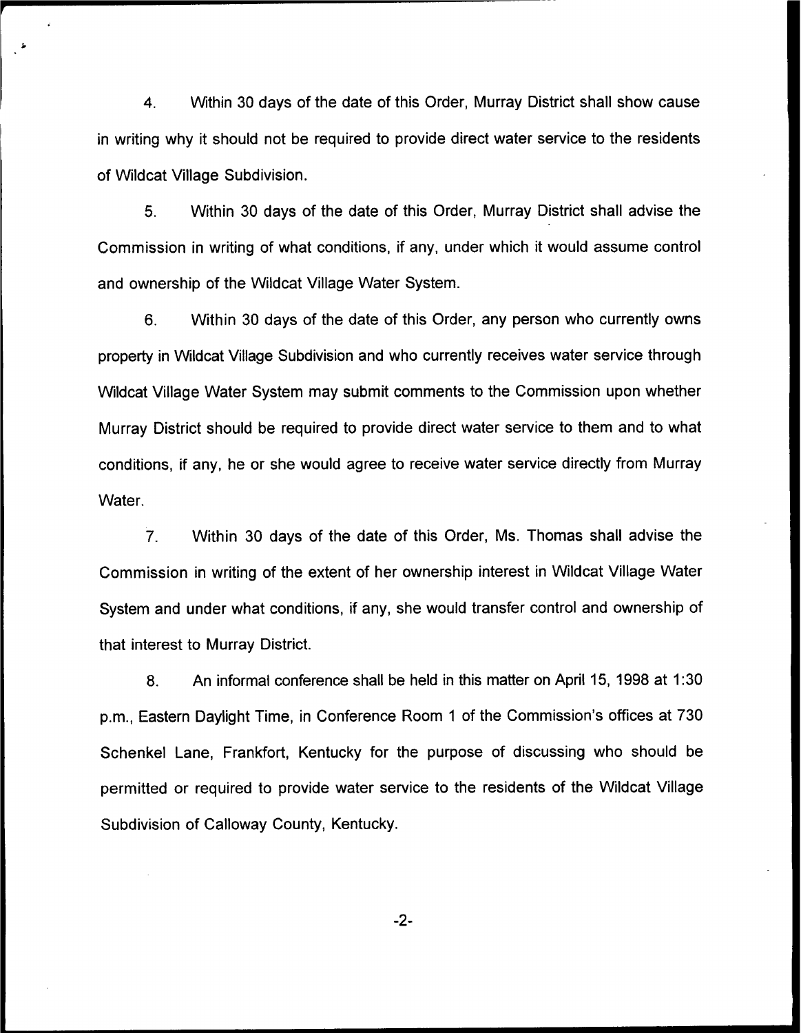4. Within 30 days of the date of this Order, Murray District shall show cause in writing why it should not be required to provide direct water service to the residents of Wildcat Village Subdivision.

5. Within 30 days of the date of this Order, Murray District shall advise the Commission in writing of what conditions, if any, under which it would assume control and ownership of the Wildcat Village Water System.

6. Within 30 days of the date of this Order, any person who currently owns property in Wildcat Village Subdivision and who currently receives water service through Wildcat Village Water System may submit comments to the Commission upon whether Murray District should be required to provide direct water service to them and to what conditions, if any, he or she would agree to receive water service directly from Murray Water.

7. Within 30 days of the date of this Order, Ms. Thomas shall advise the Commission in writing of the extent of her ownership interest in Wildcat Village Water System and under what conditions, if any, she would transfer control and ownership of that interest to Murray District.

8. An informal conference shall be held in this matter on April 15, 1998 at 1:30 p.m., Eastern Daylight Time, in Conference Room 1 of the Commission's offices at 730 Schenkel Lane, Frankfort, Kentucky for the purpose of discussing who should be permitted or required to provide water service to the residents of the Wildcat Village Subdivision of Calloway County, Kentucky.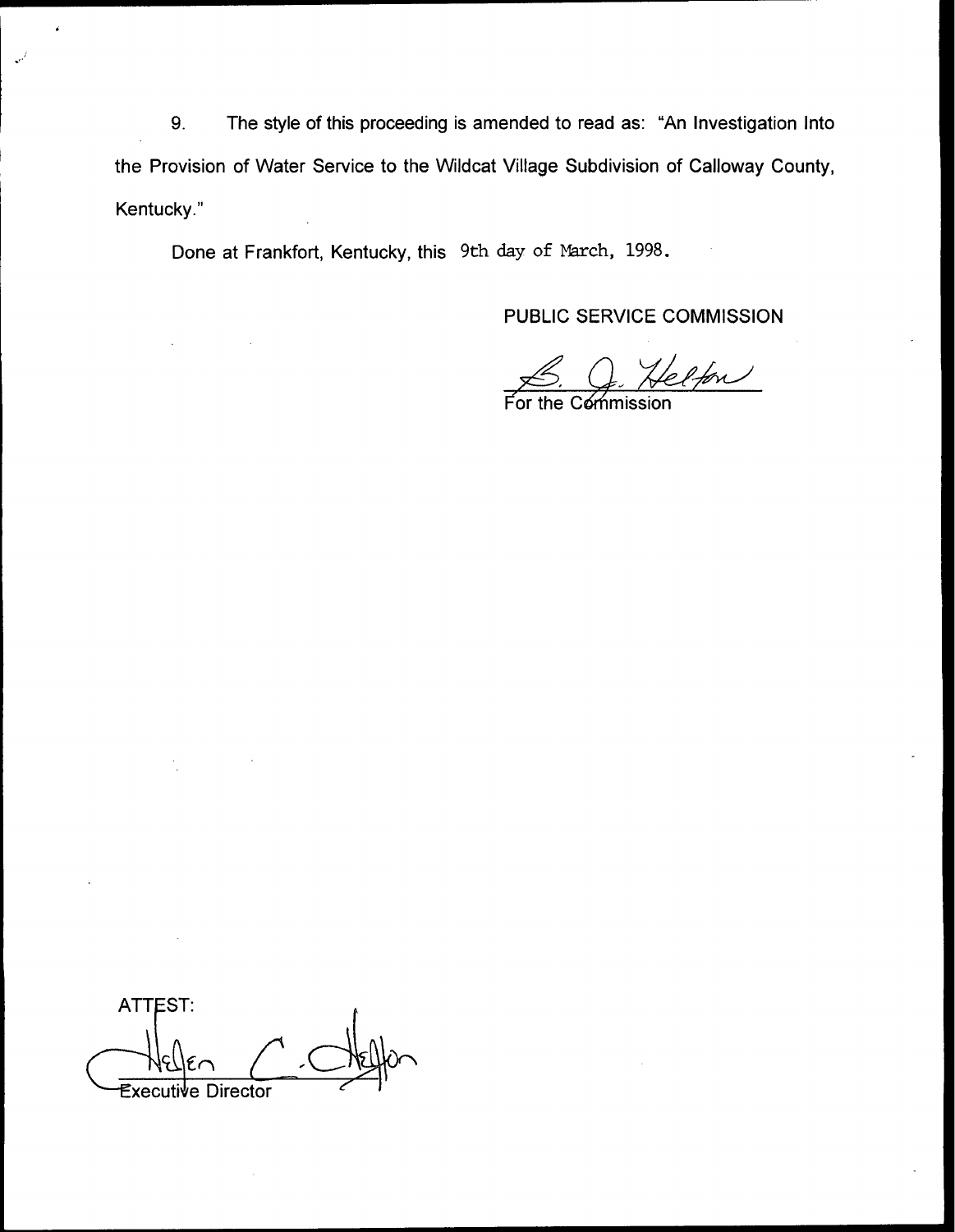9. The style of this proceeding is amended to read as: "An Investigation Into the Provision of Water Service to the Wildcat Village Subdivision of Calloway County, Kentucky."

Done at Frankfort, Kentucky, this 9th day of March, 1998.

PUBLIC SERVICE COMMISSION

For the Commission

ATTEST:

Executive Director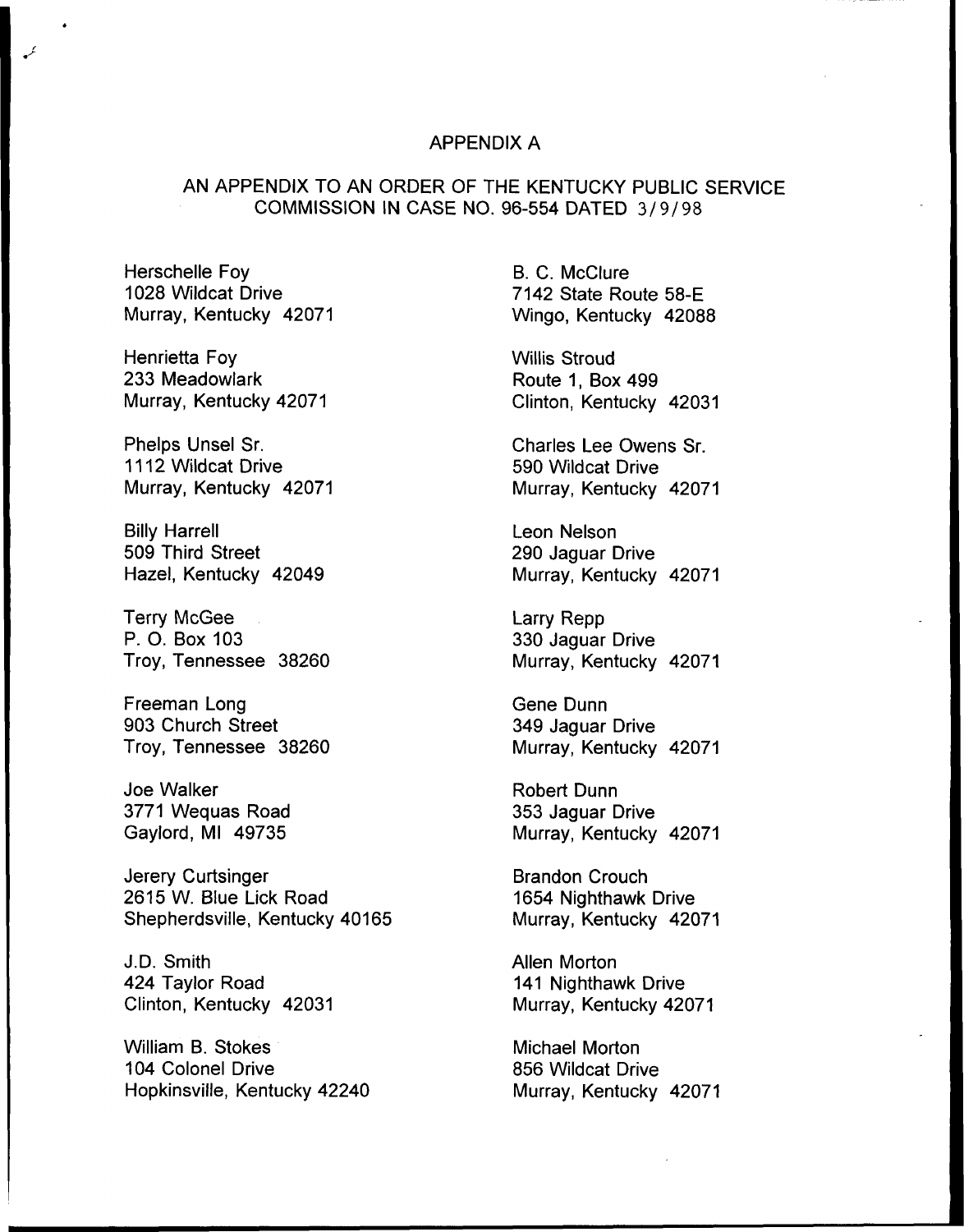# APPENDIX A

## AN APPENDIX TO AN ORDER OF THE KENTUCKY PUBLIC SERVICE COMMISSION IN CASE NO. 96-554 DATED 3/9/98

Herschelle Foy
1028 Wildcat Drive
Murray, Kentucky 42071

Henrietta Foy
233 Meadowlark
Murray, Kentucky 42071

Phelps Unsel Sr.
1112 Wildcat Drive
Murray, Kentucky 42071

Billy Harrell
509 Third Street
Hazel, Kentucky 42049

Terry McGee
P. O. Box 103
Troy, Tennessee 38260

Freeman Long
903 Church Street
Troy, Tennessee 38260

Joe Walker
3771 Wequas Road
Gaylord, MI 49735

Jerery Curtsinger
2615 W. Blue Lick Road
Shepherdsville, Kentucky 40165

J.D. Smith
424 Taylor Road
Clinton, Kentucky 42031

William B. Stokes
104 Colonel Drive
Hopkinsville, Kentucky 42240

B. C. McClure
7142 State Route 58-E
Wingo, Kentucky 42088

Willis Stroud
Route 1, Box 499
Clinton, Kentucky 42031

Charles Lee Owens Sr.
590 Wildcat Drive
Murray, Kentucky 42071

Leon Nelson
290 Jaguar Drive
Murray, Kentucky 42071

Larry Repp
330 Jaguar Drive
Murray, Kentucky 42071

Gene Dunn
349 Jaguar Drive
Murray, Kentucky 42071

Robert Dunn
353 Jaguar Drive
Murray, Kentucky 42071

Brandon Crouch
1654 Nighthawk Drive
Murray, Kentucky 42071

Allen Morton
141 Nighthawk Drive
Murray, Kentucky 42071

Michael Morton
856 Wildcat Drive
Murray, Kentucky 42071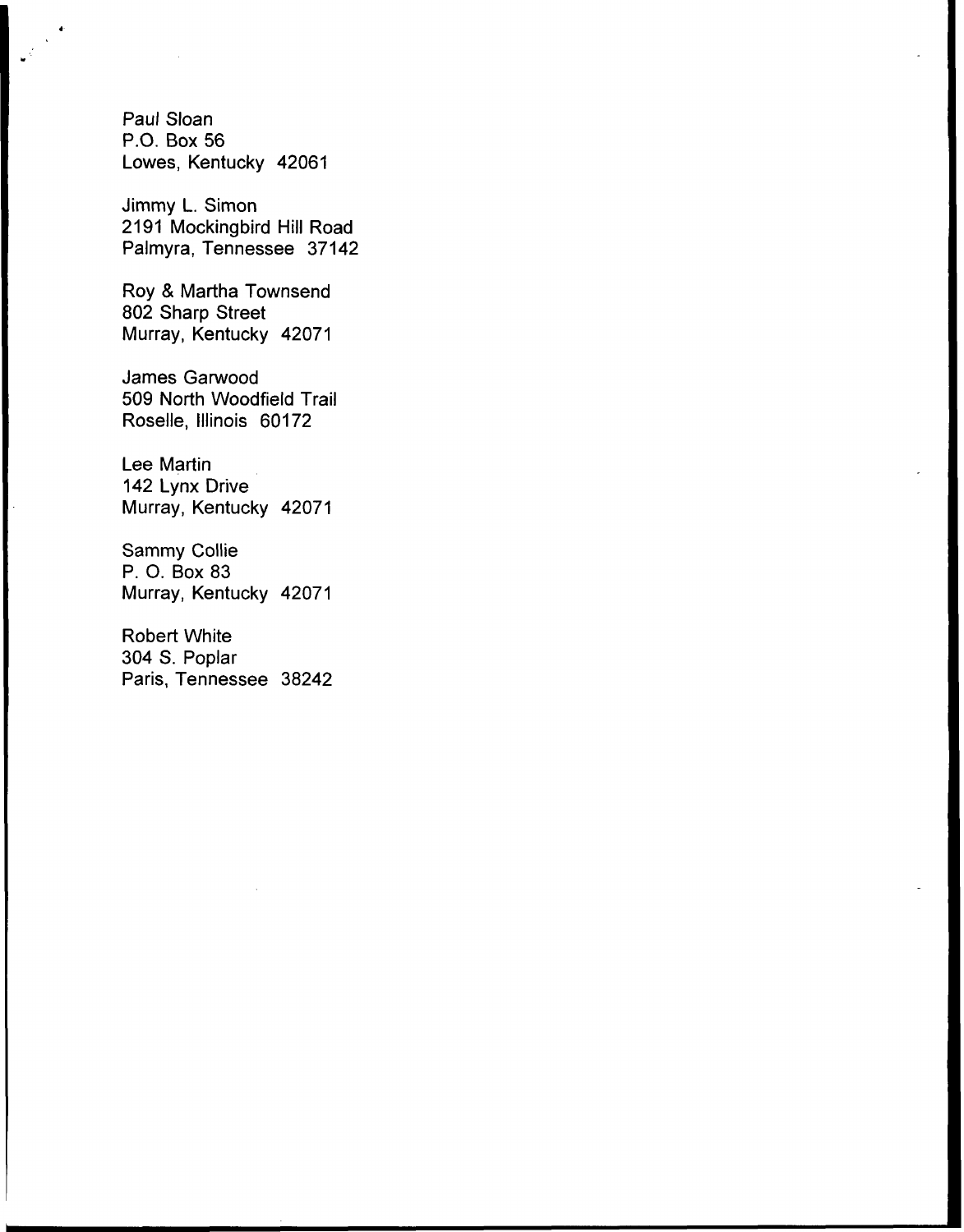Paul Sloan
P.O. Box 56
Lowes, Kentucky 42061

Jimmy L. Simon
2191 Mockingbird Hill Road
Palmyra, Tennessee 37142

Roy & Martha Townsend
802 Sharp Street
Murray, Kentucky 42071

James Garwood
509 North Woodfield Trail
Roselle, Illinois 60172

Lee Martin
142 Lynx Drive
Murray, Kentucky 42071

Sammy Collie
P. O. Box 83
Murray, Kentucky 42071

Robert White
304 S. Poplar
Paris, Tennessee 38242